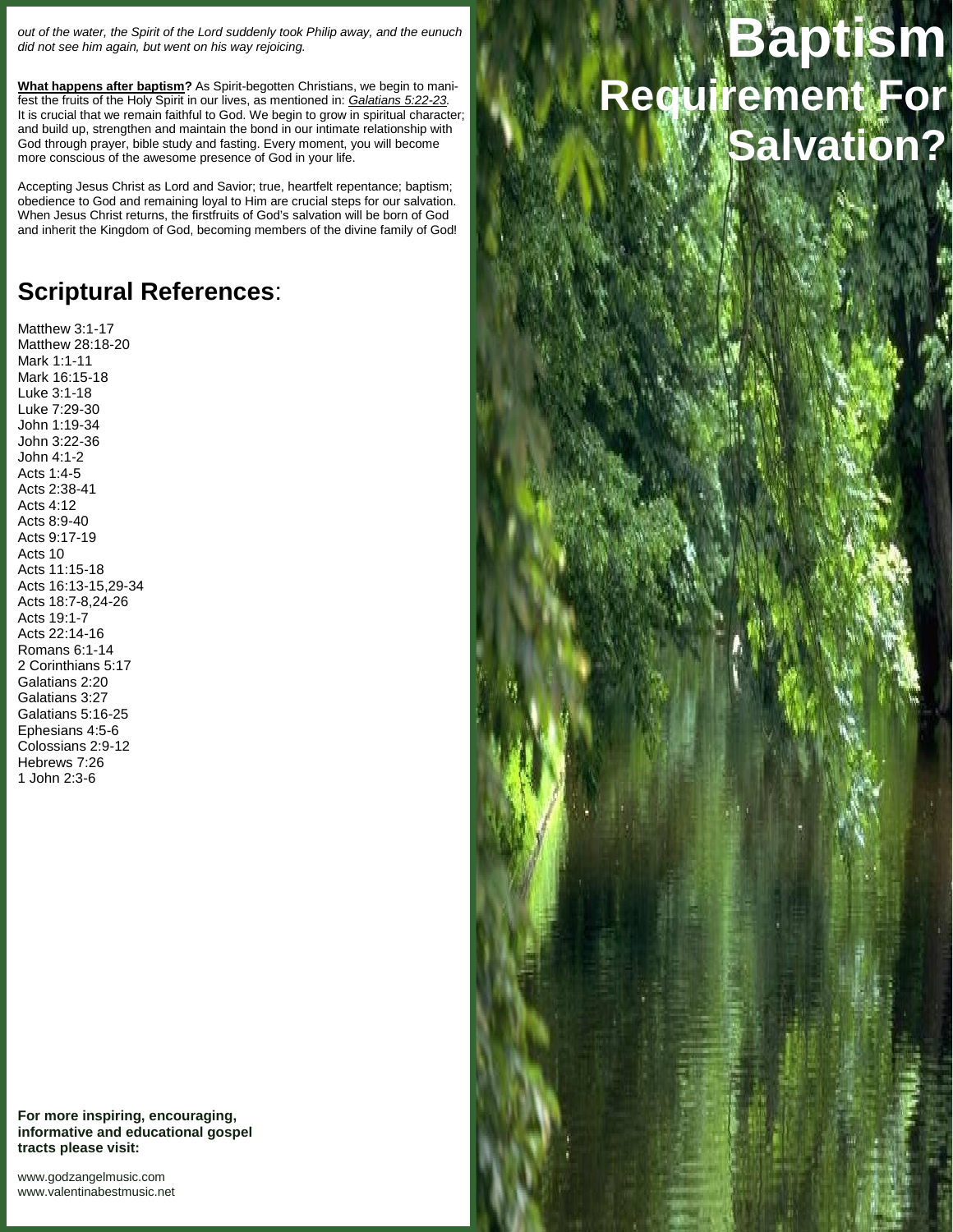*out of the water, the Spirit of the Lord suddenly took Philip away, and the eunuch did not see him again, but went on his way rejoicing.*

**What happens after baptism?** As Spirit-begotten Christians, we begin to manifest the fruits of the Holy Spirit in our lives, as mentioned in: *Galatians 5:22-23*. It is crucial that we remain faithful to God. We begin to grow in spiritual character; and build up, strengthen and maintain the bond in our intimate relationship with God through prayer, bible study and fasting. Every moment, you will become more conscious of the awesome presence of God in your life.

Accepting Jesus Christ as Lord and Savior; true, heartfelt repentance; baptism; obedience to God and remaining loyal to Him are crucial steps for our salvation. When Jesus Christ returns, the firstfruits of God's salvation will be born of God and inherit the Kingdom of God, becoming members of the divine family of God!

## Scriptural References:

Matthew 3:1-17
Matthew 28:18-20
Mark 1:1-11
Mark 16:15-18
Luke 3:1-18
Luke 7:29-30
John 1:19-34
John 3:22-36
John 4:1-2
Acts 1:4-5
Acts 2:38-41
Acts 4:12
Acts 8:9-40
Acts 9:17-19
Acts 10
Acts 11:15-18
Acts 16:13-15,29-34
Acts 18:7-8,24-26
Acts 19:1-7
Acts 22:14-16
Romans 6:1-14
2 Corinthians 5:17
Galatians 2:20
Galatians 3:27
Galatians 5:16-25
Ephesians 4:5-6
Colossians 2:9-12
Hebrews 7:26
1 John 2:3-6

**For more inspiring, encouraging, informative and educational gospel tracts please visit:**

www.godzangelmusic.com
www.valentinabestmusic.net

# Baptism

## Requirement For Salvation?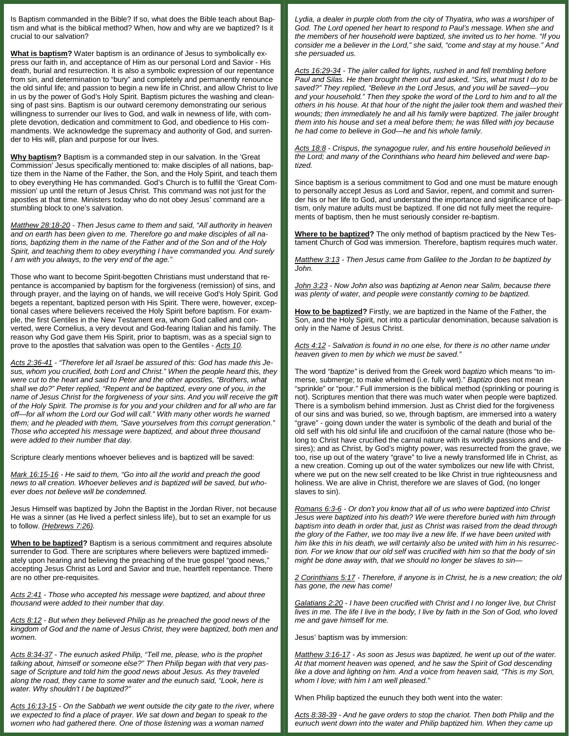Is Baptism commanded in the Bible? If so, what does the Bible teach about Baptism and what is the biblical method? When, how and why are we baptized? Is it crucial to our salvation?

**What is baptism?** Water baptism is an ordinance of Jesus to symbolically express our faith in, and acceptance of Him as our personal Lord and Savior - His death, burial and resurrection. It is also a symbolic expression of our repentance from sin, and determination to "bury" and completely and permanently renounce the old sinful life; and passion to begin a new life in Christ, and allow Christ to live in us by the power of God's Holy Spirit. Baptism pictures the washing and cleansing of past sins. Baptism is our outward ceremony demonstrating our serious willingness to surrender our lives to God, and walk in newness of life, with complete devotion, dedication and commitment to God, and obedience to His commandments. We acknowledge the supremacy and authority of God, and surrender to His will, plan and purpose for our lives.

**Why baptism?** Baptism is a commanded step in our salvation. In the 'Great Commission' Jesus specifically mentioned to: make disciples of all nations, baptize them in the Name of the Father, the Son, and the Holy Spirit, and teach them to obey everything He has commanded. God's Church is to fulfill the 'Great Commission' up until the return of Jesus Christ. This command was not just for the apostles at that time. Ministers today who do not obey Jesus' command are a stumbling block to one's salvation.

*Matthew 28:18-20 - Then Jesus came to them and said, "All authority in heaven and on earth has been given to me. Therefore go and make disciples of all nations, baptizing them in the name of the Father and of the Son and of the Holy Spirit, and teaching them to obey everything I have commanded you. And surely I am with you always, to the very end of the age."*

Those who want to become Spirit-begotten Christians must understand that repentance is accompanied by baptism for the forgiveness (remission) of sins, and through prayer, and the laying on of hands, we will receive God's Holy Spirit. God begets a repentant, baptized person with His Spirit. There were, however, exceptional cases where believers received the Holy Spirit before baptism. For example, the first Gentiles in the New Testament era, whom God called and converted, were Cornelius, a very devout and God-fearing Italian and his family. The reason why God gave them His Spirit, prior to baptism, was as a special sign to prove to the apostles that salvation was open to the Gentiles - *Acts 10.*

*Acts 2:36-41 - "Therefore let all Israel be assured of this: God has made this Jesus, whom you crucified, both Lord and Christ." When the people heard this, they were cut to the heart and said to Peter and the other apostles, "Brothers, what shall we do?" Peter replied, "Repent and be baptized, every one of you, in the name of Jesus Christ for the forgiveness of your sins. And you will receive the gift of the Holy Spirit. The promise is for you and your children and for all who are far off—for all whom the Lord our God will call." With many other words he warned them; and he pleaded with them, "Save yourselves from this corrupt generation." Those who accepted his message were baptized, and about three thousand were added to their number that day.*

Scripture clearly mentions whoever believes and is baptized will be saved:

*Mark 16:15-16 - He said to them, "Go into all the world and preach the good news to all creation. Whoever believes and is baptized will be saved, but whoever does not believe will be condemned.*

Jesus Himself was baptized by John the Baptist in the Jordan River, not because He was a sinner (as He lived a perfect sinless life), but to set an example for us to follow. *(Hebrews 7:26).*

**When to be baptized?** Baptism is a serious commitment and requires absolute surrender to God. There are scriptures where believers were baptized immediately upon hearing and believing the preaching of the true gospel "good news," accepting Jesus Christ as Lord and Savior and true, heartfelt repentance. There are no other pre-requisites.

*Acts 2:41 - Those who accepted his message were baptized, and about three thousand were added to their number that day.*

*Acts 8:12 - But when they believed Philip as he preached the good news of the kingdom of God and the name of Jesus Christ, they were baptized, both men and women.*

*Acts 8:34-37 - The eunuch asked Philip, "Tell me, please, who is the prophet talking about, himself or someone else?" Then Philip began with that very passage of Scripture and told him the good news about Jesus. As they traveled along the road, they came to some water and the eunuch said, "Look, here is water. Why shouldn't I be baptized?"*

*Acts 16:13-15 - On the Sabbath we went outside the city gate to the river, where we expected to find a place of prayer. We sat down and began to speak to the women who had gathered there. One of those listening was a woman named Lydia, a dealer in purple cloth from the city of Thyatira, who was a worshiper of God. The Lord opened her heart to respond to Paul's message. When she and the members of her household were baptized, she invited us to her home. "If you consider me a believer in the Lord," she said, "come and stay at my house." And she persuaded us.*

*Acts 16:29-34 - The jailer called for lights, rushed in and fell trembling before Paul and Silas. He then brought them out and asked, "Sirs, what must I do to be saved?" They replied, "Believe in the Lord Jesus, and you will be saved—you and your household." Then they spoke the word of the Lord to him and to all the others in his house. At that hour of the night the jailer took them and washed their wounds; then immediately he and all his family were baptized. The jailer brought them into his house and set a meal before them; he was filled with joy because he had come to believe in God—he and his whole family.*

*Acts 18:8 - Crispus, the synagogue ruler, and his entire household believed in the Lord; and many of the Corinthians who heard him believed and were baptized.*

Since baptism is a serious commitment to God and one must be mature enough to personally accept Jesus as Lord and Savior, repent, and commit and surrender his or her life to God, and understand the importance and significance of baptism, only mature adults must be baptized. If one did not fully meet the requirements of baptism, then he must seriously consider re-baptism.

**Where to be baptized?** The only method of baptism practiced by the New Testament Church of God was immersion. Therefore, baptism requires much water.

*Matthew 3:13 - Then Jesus came from Galilee to the Jordan to be baptized by John.*

*John 3:23 - Now John also was baptizing at Aenon near Salim, because there was plenty of water, and people were constantly coming to be baptized.*

**How to be baptized?** Firstly, we are baptized in the Name of the Father, the Son, and the Holy Spirit, not into a particular denomination, because salvation is only in the Name of Jesus Christ.

*Acts 4:12 - Salvation is found in no one else, for there is no other name under heaven given to men by which we must be saved."*

The word *"baptize"* is derived from the Greek word *baptizo* which means "to immerse, submerge; to make whelmed (i.e. fully wet)." *Baptizo* does not mean "sprinkle" or "pour." Full immersion is the biblical method (sprinkling or pouring is not). Scriptures mention that there was much water when people were baptized. There is a symbolism behind immersion. Just as Christ died for the forgiveness of our sins and was buried, so we, through baptism, are immersed into a watery "grave" - going down under the water is symbolic of the death and burial of the old self with his old sinful life and crucifixion of the carnal nature (those who belong to Christ have crucified the carnal nature with its worldly passions and desires); and as Christ, by God's mighty power, was resurrected from the grave, we too, rise up out of the watery "grave" to live a newly transformed life in Christ, as a new creation. Coming up out of the water symbolizes our new life with Christ, where we put on the new self created to be like Christ in true righteousness and holiness. We are alive in Christ, therefore we are slaves of God, (no longer slaves to sin).

*Romans 6:3-6 - Or don't you know that all of us who were baptized into Christ Jesus were baptized into his death? We were therefore buried with him through baptism into death in order that, just as Christ was raised from the dead through the glory of the Father, we too may live a new life. If we have been united with him like this in his death, we will certainly also be united with him in his resurrection. For we know that our old self was crucified with him so that the body of sin might be done away with, that we should no longer be slaves to sin—*

*2 Corinthians 5:17 - Therefore, if anyone is in Christ, he is a new creation; the old has gone, the new has come!*

*Galatians 2:20 - I have been crucified with Christ and I no longer live, but Christ lives in me. The life I live in the body, I live by faith in the Son of God, who loved me and gave himself for me.*

Jesus' baptism was by immersion:

*Matthew 3:16-17 - As soon as Jesus was baptized, he went up out of the water. At that moment heaven was opened, and he saw the Spirit of God descending like a dove and lighting on him. And a voice from heaven said, "This is my Son, whom I love; with him I am well pleased."*

When Philip baptized the eunuch they both went into the water:

*Acts 8:38-39 - And he gave orders to stop the chariot. Then both Philip and the eunuch went down into the water and Philip baptized him. When they came up*